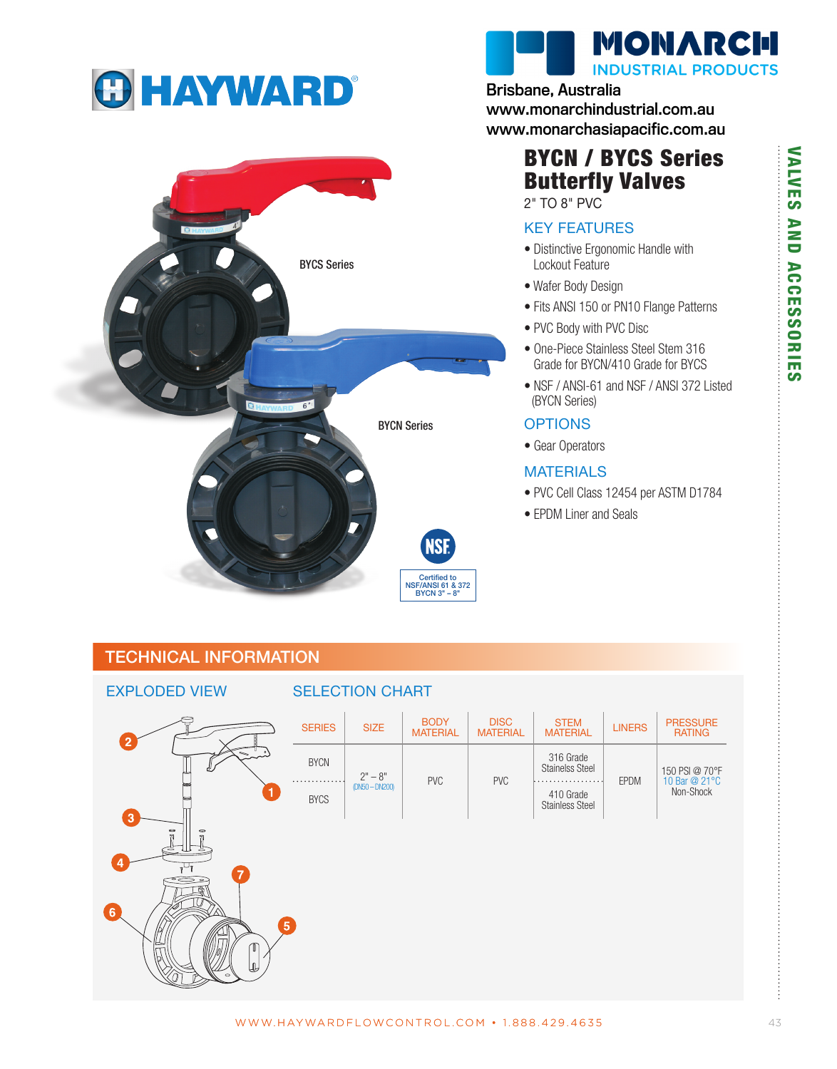HAYWARD

MONARCH INDUSTRIAL PRODUCTS

Brisbane, Australia
www.monarchindustrial.com.au
www.monarchasiapacific.com.au

# BYCN / BYCS Series Butterfly Valves

2" TO 8" PVC

BYCS Series

BYCN Series

NSF
Certified to NSF/ANSI 61 & 372 BYCN 3" – 8"

## KEY FEATURES

- Distinctive Ergonomic Handle with Lockout Feature
- Wafer Body Design
- Fits ANSI 150 or PN10 Flange Patterns
- PVC Body with PVC Disc
- One-Piece Stainless Steel Stem 316 Grade for BYCN/410 Grade for BYCS
- NSF / ANSI-61 and NSF / ANSI 372 Listed (BYCN Series)

## OPTIONS

- Gear Operators

## MATERIALS

- PVC Cell Class 12454 per ASTM D1784
- EPDM Liner and Seals

VALVES AND ACCESSORIES

## TECHNICAL INFORMATION

### EXPLODED VIEW

1, 2, 3, 4, 5, 6, 7

### SELECTION CHART

| SERIES | SIZE | BODY MATERIAL | DISC MATERIAL | STEM MATERIAL | LINERS | PRESSURE RATING |
|---|---|---|---|---|---|---|
| BYCN | 2" – 8" (DN50 – DN200) | PVC | PVC | 316 Grade Stainelss Steel | EPDM | 150 PSI @ 70°F 10 Bar @ 21°C Non-Shock |
| BYCS | | | | 410 Grade Stainless Steel | | |

WWW.HAYWARDFLOWCONTROL.COM • 1.888.429.4635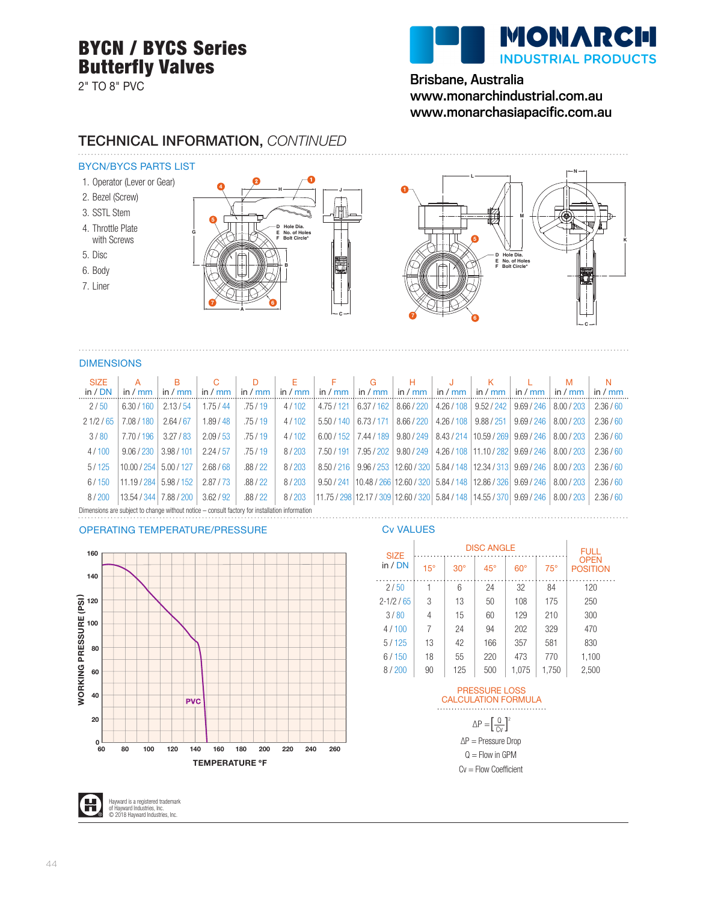# BYCN / BYCS Series Butterfly Valves

2" TO 8" PVC

**MONARCH INDUSTRIAL PRODUCTS**

Brisbane, Australia
www.monarchindustrial.com.au
www.monarchasiapacific.com.au

## TECHNICAL INFORMATION, *CONTINUED*

### BYCN/BYCS PARTS LIST

1. Operator (Lever or Gear)
2. Bezel (Screw)
3. SSTL Stem
4. Throttle Plate with Screws
5. Disc
6. Body
7. Liner

D Hole Dia.
E No. of Holes
F Bolt Circle*

### DIMENSIONS

| SIZE in / DN | A in / mm | B in / mm | C in / mm | D in / mm | E in / mm | F in / mm | G in / mm | H in / mm | J in / mm | K in / mm | L in / mm | M in / mm | N in / mm |
|---|---|---|---|---|---|---|---|---|---|---|---|---|---|
| 2 / 50 | 6.30 / 160 | 2.13 / 54 | 1.75 / 44 | .75 / 19 | 4 / 102 | 4.75 / 121 | 6.37 / 162 | 8.66 / 220 | 4.26 / 108 | 9.52 / 242 | 9.69 / 246 | 8.00 / 203 | 2.36 / 60 |
| 2 1/2 / 65 | 7.08 / 180 | 2.64 / 67 | 1.89 / 48 | .75 / 19 | 4 / 102 | 5.50 / 140 | 6.73 / 171 | 8.66 / 220 | 4.26 / 108 | 9.88 / 251 | 9.69 / 246 | 8.00 / 203 | 2.36 / 60 |
| 3 / 80 | 7.70 / 196 | 3.27 / 83 | 2.09 / 53 | .75 / 19 | 4 / 102 | 6.00 / 152 | 7.44 / 189 | 9.80 / 249 | 8.43 / 214 | 10.59 / 269 | 9.69 / 246 | 8.00 / 203 | 2.36 / 60 |
| 4 / 100 | 9.06 / 230 | 3.98 / 101 | 2.24 / 57 | .75 / 19 | 8 / 203 | 7.50 / 191 | 7.95 / 202 | 9.80 / 249 | 4.26 / 108 | 11.10 / 282 | 9.69 / 246 | 8.00 / 203 | 2.36 / 60 |
| 5 / 125 | 10.00 / 254 | 5.00 / 127 | 2.68 / 68 | .88 / 22 | 8 / 203 | 8.50 / 216 | 9.96 / 253 | 12.60 / 320 | 5.84 / 148 | 12.34 / 313 | 9.69 / 246 | 8.00 / 203 | 2.36 / 60 |
| 6 / 150 | 11.19 / 284 | 5.98 / 152 | 2.87 / 73 | .88 / 22 | 8 / 203 | 9.50 / 241 | 10.48 / 266 | 12.60 / 320 | 5.84 / 148 | 12.86 / 326 | 9.69 / 246 | 8.00 / 203 | 2.36 / 60 |
| 8 / 200 | 13.54 / 344 | 7.88 / 200 | 3.62 / 92 | .88 / 22 | 8 / 203 | 11.75 / 298 | 12.17 / 309 | 12.60 / 320 | 5.84 / 148 | 14.55 / 370 | 9.69 / 246 | 8.00 / 203 | 2.36 / 60 |

Dimensions are subject to change without notice – consult factory for installation information

### OPERATING TEMPERATURE/PRESSURE

WORKING PRESSURE (PSI)
160
140
120
100
80
60
40
20
0
PVC
60 80 100 120 140 160 180 200 220 240 260
TEMPERATURE °F

### Cv VALUES

| SIZE in / DN | DISC ANGLE 15° | 30° | 45° | 60° | 75° | FULL OPEN POSITION |
|---|---|---|---|---|---|---|
| 2 / 50 | 1 | 6 | 24 | 32 | 84 | 120 |
| 2-1/2 / 65 | 3 | 13 | 50 | 108 | 175 | 250 |
| 3 / 80 | 4 | 15 | 60 | 129 | 210 | 300 |
| 4 / 100 | 7 | 24 | 94 | 202 | 329 | 470 |
| 5 / 125 | 13 | 42 | 166 | 357 | 581 | 830 |
| 6 / 150 | 18 | 55 | 220 | 473 | 770 | 1,100 |
| 8 / 200 | 90 | 125 | 500 | 1,075 | 1,750 | 2,500 |

#### PRESSURE LOSS CALCULATION FORMULA

$$\Delta P = \left[\frac{Q}{Cv}\right]^2$$

ΔP = Pressure Drop
Q = Flow in GPM
Cv = Flow Coefficient

Hayward is a registered trademark of Hayward Industries, Inc.
© 2018 Hayward Industries, Inc.